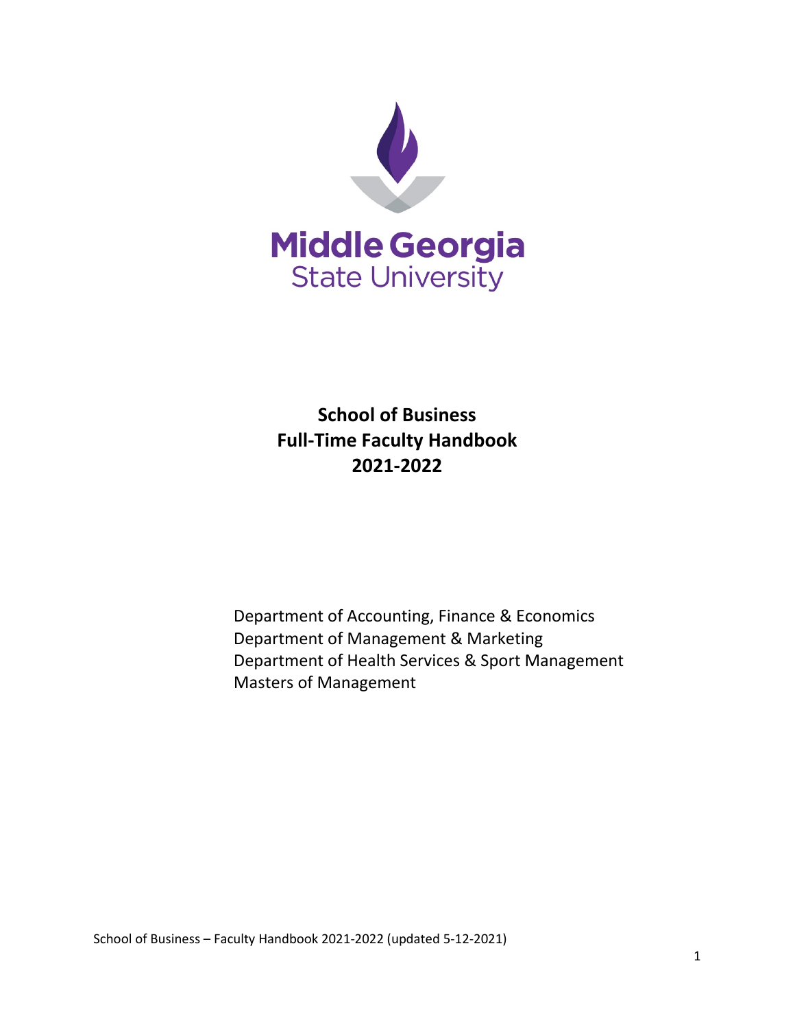Middle Georgia
State University

# School of Business
# Full-Time Faculty Handbook
# 2021-2022

Department of Accounting, Finance & Economics
Department of Management & Marketing
Department of Health Services & Sport Management
Masters of Management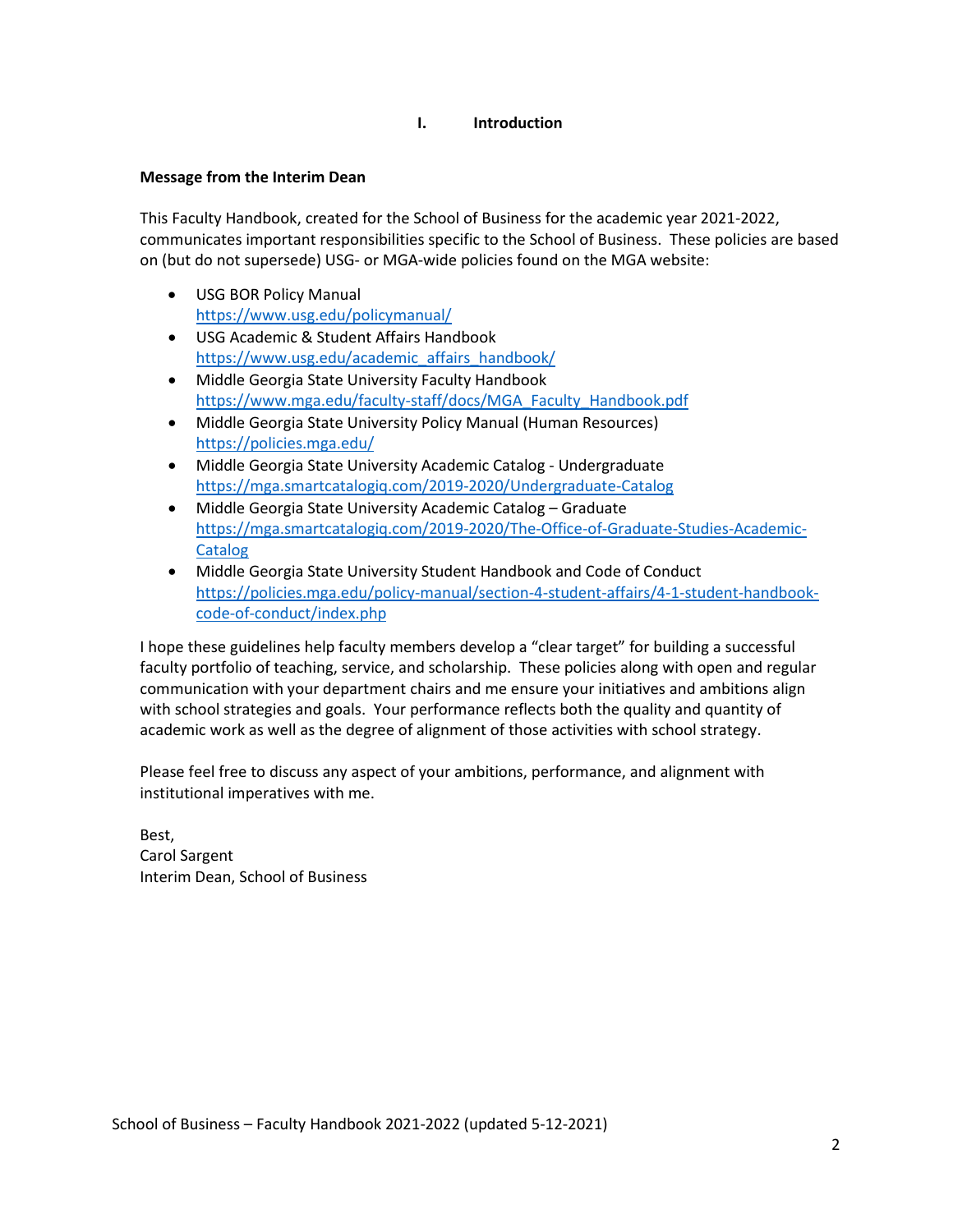# I. Introduction

**Message from the Interim Dean**

This Faculty Handbook, created for the School of Business for the academic year 2021-2022, communicates important responsibilities specific to the School of Business. These policies are based on (but do not supersede) USG- or MGA-wide policies found on the MGA website:

- USG BOR Policy Manual
  https://www.usg.edu/policymanual/
- USG Academic & Student Affairs Handbook
  https://www.usg.edu/academic_affairs_handbook/
- Middle Georgia State University Faculty Handbook
  https://www.mga.edu/faculty-staff/docs/MGA_Faculty_Handbook.pdf
- Middle Georgia State University Policy Manual (Human Resources)
  https://policies.mga.edu/
- Middle Georgia State University Academic Catalog - Undergraduate
  https://mga.smartcatalogiq.com/2019-2020/Undergraduate-Catalog
- Middle Georgia State University Academic Catalog – Graduate
  https://mga.smartcatalogiq.com/2019-2020/The-Office-of-Graduate-Studies-Academic-Catalog
- Middle Georgia State University Student Handbook and Code of Conduct
  https://policies.mga.edu/policy-manual/section-4-student-affairs/4-1-student-handbook-code-of-conduct/index.php

I hope these guidelines help faculty members develop a "clear target" for building a successful faculty portfolio of teaching, service, and scholarship. These policies along with open and regular communication with your department chairs and me ensure your initiatives and ambitions align with school strategies and goals. Your performance reflects both the quality and quantity of academic work as well as the degree of alignment of those activities with school strategy.

Please feel free to discuss any aspect of your ambitions, performance, and alignment with institutional imperatives with me.

Best,
Carol Sargent
Interim Dean, School of Business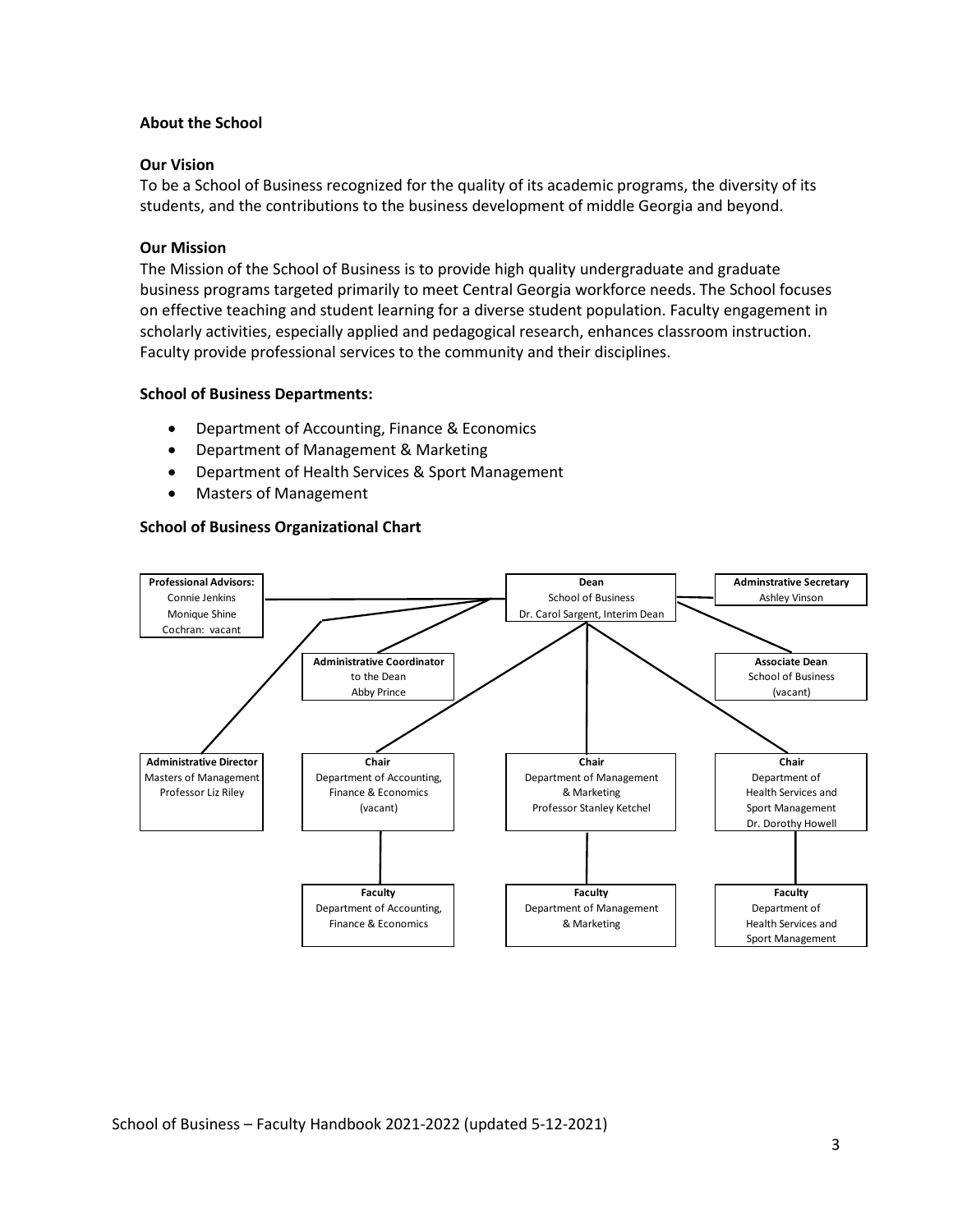**About the School**

**Our Vision**

To be a School of Business recognized for the quality of its academic programs, the diversity of its students, and the contributions to the business development of middle Georgia and beyond.

**Our Mission**

The Mission of the School of Business is to provide high quality undergraduate and graduate business programs targeted primarily to meet Central Georgia workforce needs. The School focuses on effective teaching and student learning for a diverse student population. Faculty engagement in scholarly activities, especially applied and pedagogical research, enhances classroom instruction. Faculty provide professional services to the community and their disciplines.

**School of Business Departments:**

- Department of Accounting, Finance & Economics
- Department of Management & Marketing
- Department of Health Services & Sport Management
- Masters of Management

**School of Business Organizational Chart**

**Dean**
School of Business
Dr. Carol Sargent, Interim Dean

**Professional Advisors:**
Connie Jenkins
Monique Shine
Cochran: vacant

**Adminstrative Secretary**
Ashley Vinson

**Administrative Coordinator**
to the Dean
Abby Prince

**Associate Dean**
School of Business
(vacant)

**Administrative Director**
Masters of Management
Professor Liz Riley

**Chair**
Department of Accounting, Finance & Economics
(vacant)

**Chair**
Department of Management & Marketing
Professor Stanley Ketchel

**Chair**
Department of Health Services and Sport Management
Dr. Dorothy Howell

**Faculty**
Department of Accounting, Finance & Economics

**Faculty**
Department of Management & Marketing

**Faculty**
Department of Health Services and Sport Management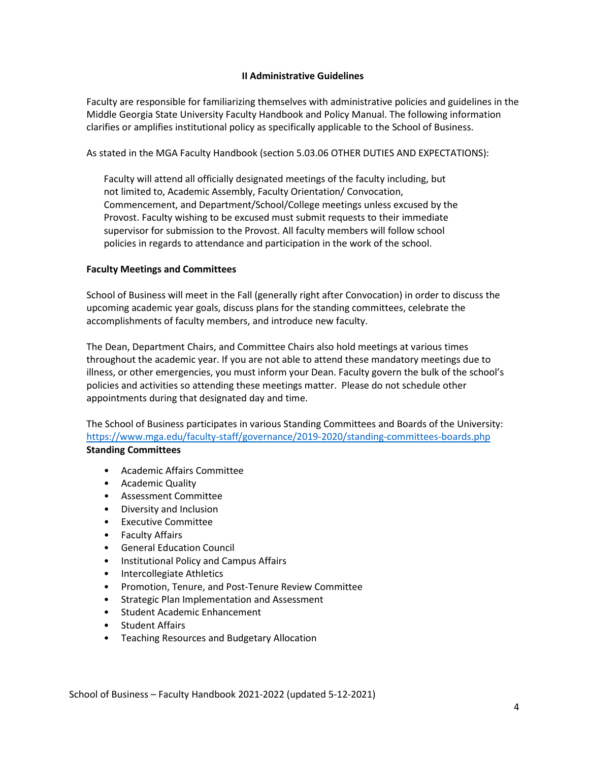## II Administrative Guidelines

Faculty are responsible for familiarizing themselves with administrative policies and guidelines in the Middle Georgia State University Faculty Handbook and Policy Manual. The following information clarifies or amplifies institutional policy as specifically applicable to the School of Business.

As stated in the MGA Faculty Handbook (section 5.03.06 OTHER DUTIES AND EXPECTATIONS):

> Faculty will attend all officially designated meetings of the faculty including, but not limited to, Academic Assembly, Faculty Orientation/ Convocation, Commencement, and Department/School/College meetings unless excused by the Provost. Faculty wishing to be excused must submit requests to their immediate supervisor for submission to the Provost. All faculty members will follow school policies in regards to attendance and participation in the work of the school.

### Faculty Meetings and Committees

School of Business will meet in the Fall (generally right after Convocation) in order to discuss the upcoming academic year goals, discuss plans for the standing committees, celebrate the accomplishments of faculty members, and introduce new faculty.

The Dean, Department Chairs, and Committee Chairs also hold meetings at various times throughout the academic year. If you are not able to attend these mandatory meetings due to illness, or other emergencies, you must inform your Dean. Faculty govern the bulk of the school's policies and activities so attending these meetings matter. Please do not schedule other appointments during that designated day and time.

The School of Business participates in various Standing Committees and Boards of the University: https://www.mga.edu/faculty-staff/governance/2019-2020/standing-committees-boards.php

**Standing Committees**

- Academic Affairs Committee
- Academic Quality
- Assessment Committee
- Diversity and Inclusion
- Executive Committee
- Faculty Affairs
- General Education Council
- Institutional Policy and Campus Affairs
- Intercollegiate Athletics
- Promotion, Tenure, and Post-Tenure Review Committee
- Strategic Plan Implementation and Assessment
- Student Academic Enhancement
- Student Affairs
- Teaching Resources and Budgetary Allocation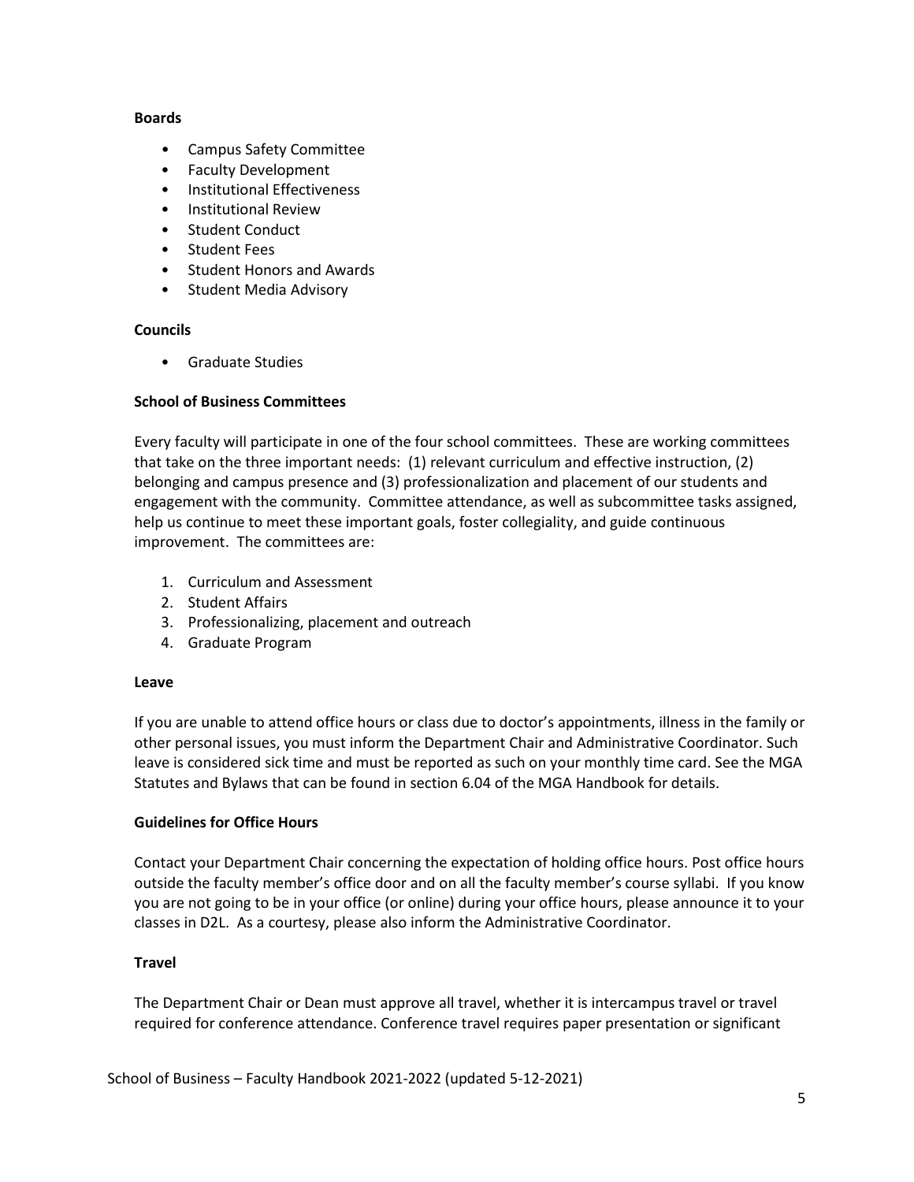**Boards**

- Campus Safety Committee
- Faculty Development
- Institutional Effectiveness
- Institutional Review
- Student Conduct
- Student Fees
- Student Honors and Awards
- Student Media Advisory

**Councils**

- Graduate Studies

**School of Business Committees**

Every faculty will participate in one of the four school committees. These are working committees that take on the three important needs: (1) relevant curriculum and effective instruction, (2) belonging and campus presence and (3) professionalization and placement of our students and engagement with the community. Committee attendance, as well as subcommittee tasks assigned, help us continue to meet these important goals, foster collegiality, and guide continuous improvement. The committees are:

1. Curriculum and Assessment
2. Student Affairs
3. Professionalizing, placement and outreach
4. Graduate Program

**Leave**

If you are unable to attend office hours or class due to doctor's appointments, illness in the family or other personal issues, you must inform the Department Chair and Administrative Coordinator. Such leave is considered sick time and must be reported as such on your monthly time card. See the MGA Statutes and Bylaws that can be found in section 6.04 of the MGA Handbook for details.

**Guidelines for Office Hours**

Contact your Department Chair concerning the expectation of holding office hours. Post office hours outside the faculty member's office door and on all the faculty member's course syllabi. If you know you are not going to be in your office (or online) during your office hours, please announce it to your classes in D2L. As a courtesy, please also inform the Administrative Coordinator.

**Travel**

The Department Chair or Dean must approve all travel, whether it is intercampus travel or travel required for conference attendance. Conference travel requires paper presentation or significant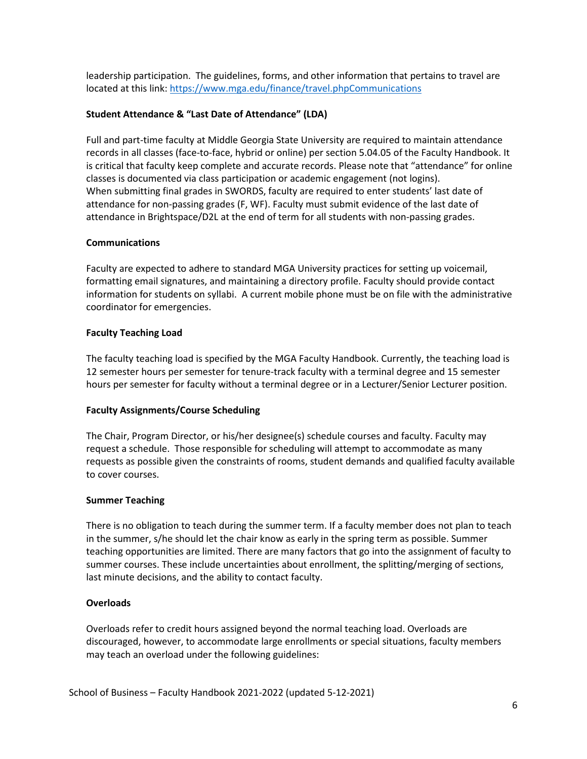leadership participation. The guidelines, forms, and other information that pertains to travel are located at this link: [https://www.mga.edu/finance/travel.phpCommunications](https://www.mga.edu/finance/travel.phpCommunications)

**Student Attendance & "Last Date of Attendance" (LDA)**

Full and part-time faculty at Middle Georgia State University are required to maintain attendance records in all classes (face-to-face, hybrid or online) per section 5.04.05 of the Faculty Handbook. It is critical that faculty keep complete and accurate records. Please note that "attendance" for online classes is documented via class participation or academic engagement (not logins). When submitting final grades in SWORDS, faculty are required to enter students' last date of attendance for non-passing grades (F, WF). Faculty must submit evidence of the last date of attendance in Brightspace/D2L at the end of term for all students with non-passing grades.

**Communications**

Faculty are expected to adhere to standard MGA University practices for setting up voicemail, formatting email signatures, and maintaining a directory profile. Faculty should provide contact information for students on syllabi. A current mobile phone must be on file with the administrative coordinator for emergencies.

**Faculty Teaching Load**

The faculty teaching load is specified by the MGA Faculty Handbook. Currently, the teaching load is 12 semester hours per semester for tenure-track faculty with a terminal degree and 15 semester hours per semester for faculty without a terminal degree or in a Lecturer/Senior Lecturer position.

**Faculty Assignments/Course Scheduling**

The Chair, Program Director, or his/her designee(s) schedule courses and faculty. Faculty may request a schedule. Those responsible for scheduling will attempt to accommodate as many requests as possible given the constraints of rooms, student demands and qualified faculty available to cover courses.

**Summer Teaching**

There is no obligation to teach during the summer term. If a faculty member does not plan to teach in the summer, s/he should let the chair know as early in the spring term as possible. Summer teaching opportunities are limited. There are many factors that go into the assignment of faculty to summer courses. These include uncertainties about enrollment, the splitting/merging of sections, last minute decisions, and the ability to contact faculty.

**Overloads**

Overloads refer to credit hours assigned beyond the normal teaching load. Overloads are discouraged, however, to accommodate large enrollments or special situations, faculty members may teach an overload under the following guidelines: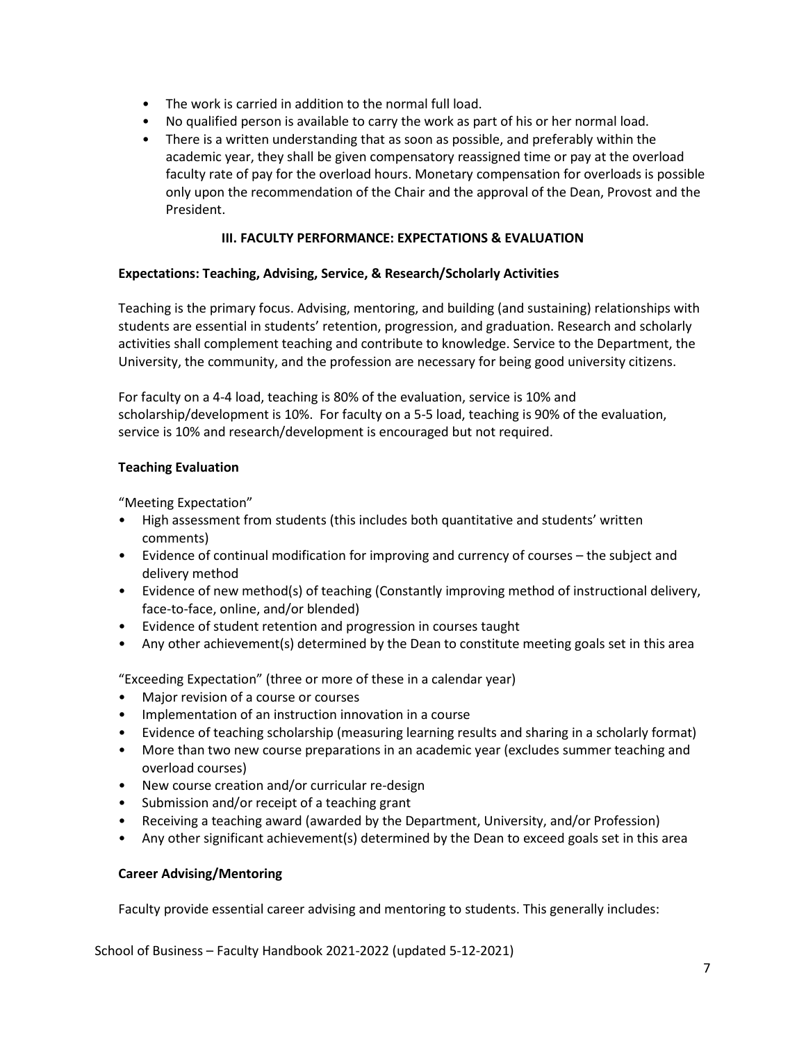- The work is carried in addition to the normal full load.
- No qualified person is available to carry the work as part of his or her normal load.
- There is a written understanding that as soon as possible, and preferably within the academic year, they shall be given compensatory reassigned time or pay at the overload faculty rate of pay for the overload hours. Monetary compensation for overloads is possible only upon the recommendation of the Chair and the approval of the Dean, Provost and the President.

## III. FACULTY PERFORMANCE: EXPECTATIONS & EVALUATION

### Expectations: Teaching, Advising, Service, & Research/Scholarly Activities

Teaching is the primary focus. Advising, mentoring, and building (and sustaining) relationships with students are essential in students' retention, progression, and graduation. Research and scholarly activities shall complement teaching and contribute to knowledge. Service to the Department, the University, the community, and the profession are necessary for being good university citizens.

For faculty on a 4-4 load, teaching is 80% of the evaluation, service is 10% and scholarship/development is 10%. For faculty on a 5-5 load, teaching is 90% of the evaluation, service is 10% and research/development is encouraged but not required.

### Teaching Evaluation

"Meeting Expectation"

- High assessment from students (this includes both quantitative and students' written comments)
- Evidence of continual modification for improving and currency of courses – the subject and delivery method
- Evidence of new method(s) of teaching (Constantly improving method of instructional delivery, face-to-face, online, and/or blended)
- Evidence of student retention and progression in courses taught
- Any other achievement(s) determined by the Dean to constitute meeting goals set in this area

"Exceeding Expectation" (three or more of these in a calendar year)

- Major revision of a course or courses
- Implementation of an instruction innovation in a course
- Evidence of teaching scholarship (measuring learning results and sharing in a scholarly format)
- More than two new course preparations in an academic year (excludes summer teaching and overload courses)
- New course creation and/or curricular re-design
- Submission and/or receipt of a teaching grant
- Receiving a teaching award (awarded by the Department, University, and/or Profession)
- Any other significant achievement(s) determined by the Dean to exceed goals set in this area

### Career Advising/Mentoring

Faculty provide essential career advising and mentoring to students. This generally includes: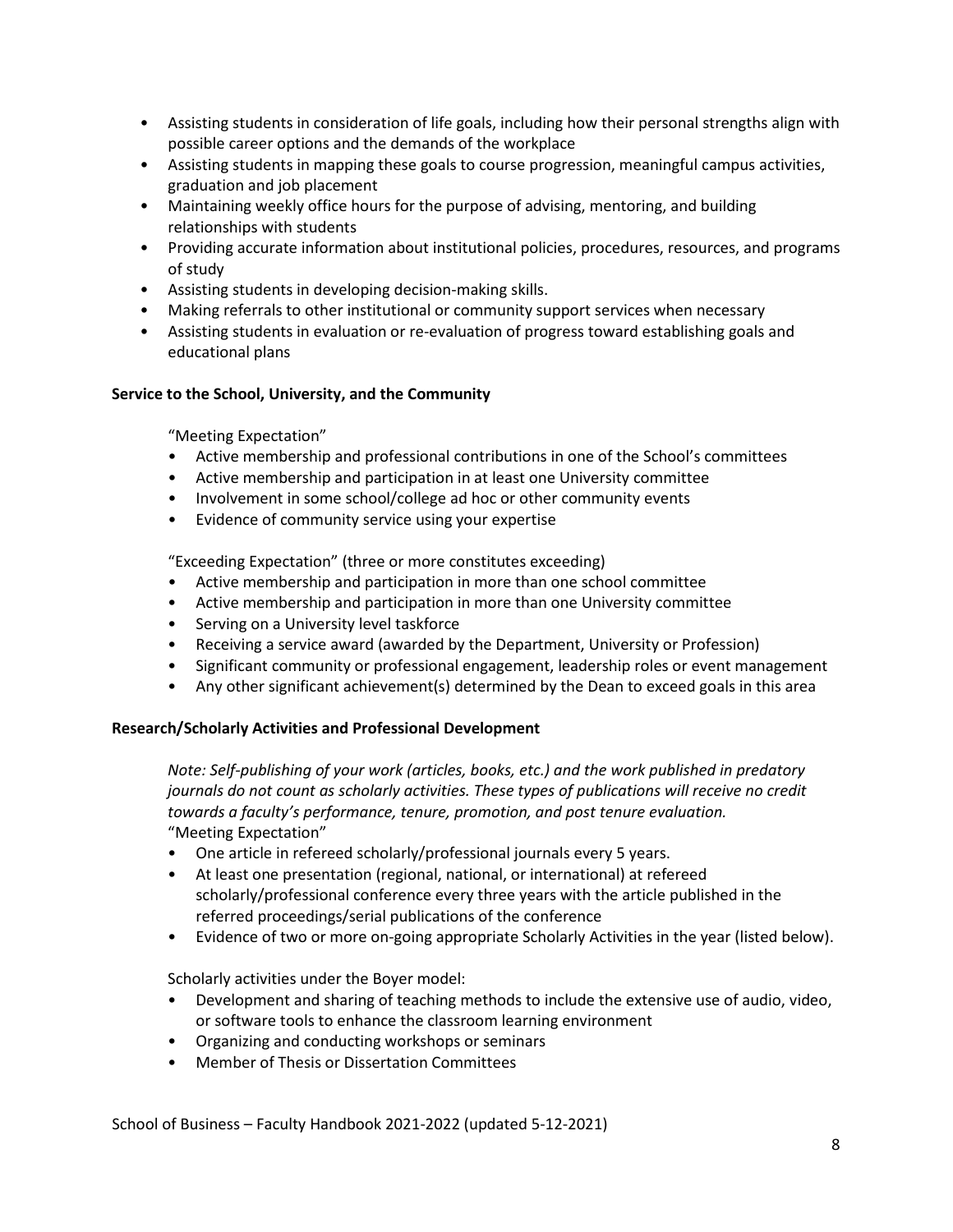- Assisting students in consideration of life goals, including how their personal strengths align with possible career options and the demands of the workplace
- Assisting students in mapping these goals to course progression, meaningful campus activities, graduation and job placement
- Maintaining weekly office hours for the purpose of advising, mentoring, and building relationships with students
- Providing accurate information about institutional policies, procedures, resources, and programs of study
- Assisting students in developing decision-making skills.
- Making referrals to other institutional or community support services when necessary
- Assisting students in evaluation or re-evaluation of progress toward establishing goals and educational plans

**Service to the School, University, and the Community**

"Meeting Expectation"

- Active membership and professional contributions in one of the School's committees
- Active membership and participation in at least one University committee
- Involvement in some school/college ad hoc or other community events
- Evidence of community service using your expertise

"Exceeding Expectation" (three or more constitutes exceeding)

- Active membership and participation in more than one school committee
- Active membership and participation in more than one University committee
- Serving on a University level taskforce
- Receiving a service award (awarded by the Department, University or Profession)
- Significant community or professional engagement, leadership roles or event management
- Any other significant achievement(s) determined by the Dean to exceed goals in this area

**Research/Scholarly Activities and Professional Development**

*Note: Self-publishing of your work (articles, books, etc.) and the work published in predatory journals do not count as scholarly activities. These types of publications will receive no credit towards a faculty's performance, tenure, promotion, and post tenure evaluation.*

"Meeting Expectation"

- One article in refereed scholarly/professional journals every 5 years.
- At least one presentation (regional, national, or international) at refereed scholarly/professional conference every three years with the article published in the referred proceedings/serial publications of the conference
- Evidence of two or more on-going appropriate Scholarly Activities in the year (listed below).

Scholarly activities under the Boyer model:

- Development and sharing of teaching methods to include the extensive use of audio, video, or software tools to enhance the classroom learning environment
- Organizing and conducting workshops or seminars
- Member of Thesis or Dissertation Committees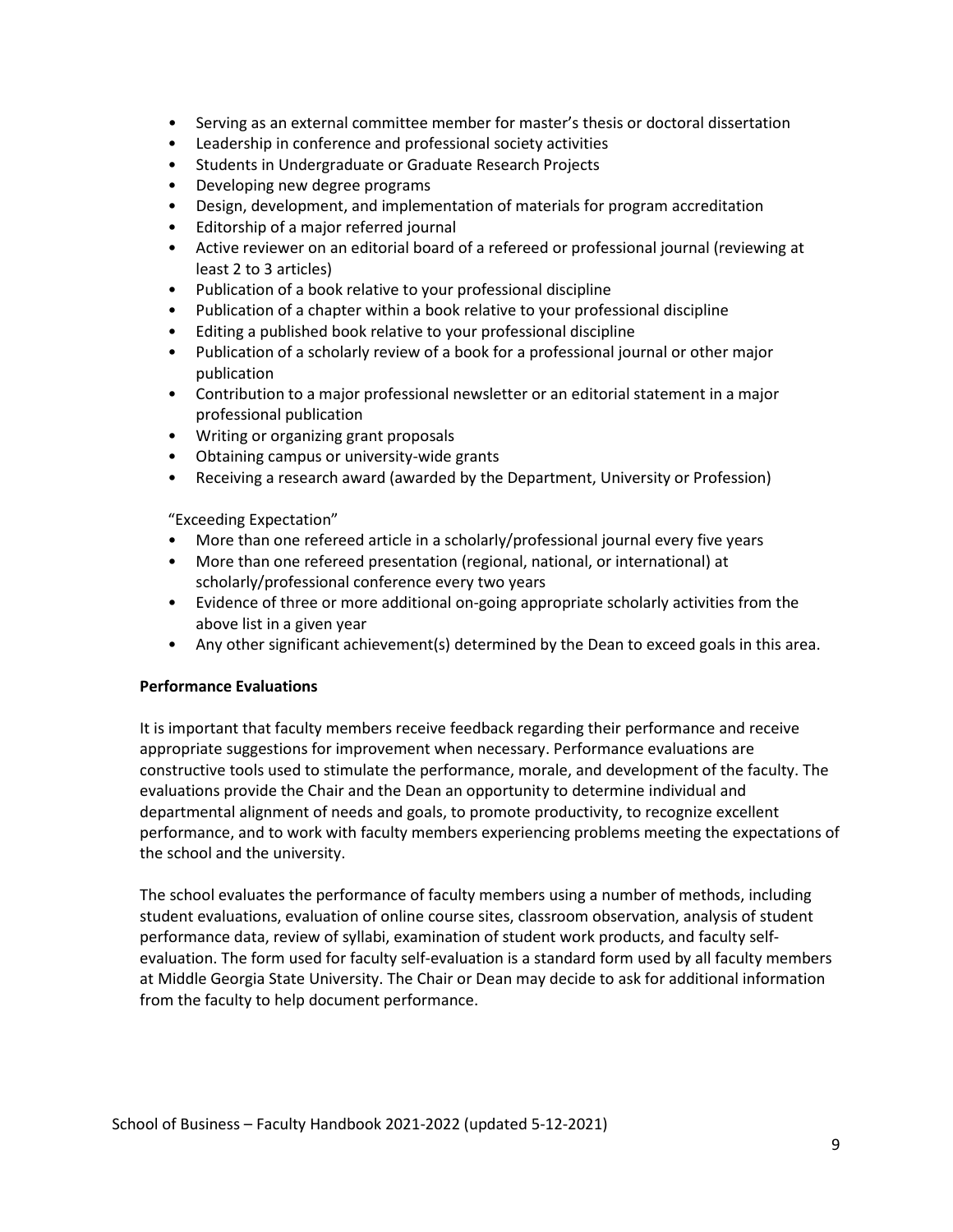- Serving as an external committee member for master's thesis or doctoral dissertation
- Leadership in conference and professional society activities
- Students in Undergraduate or Graduate Research Projects
- Developing new degree programs
- Design, development, and implementation of materials for program accreditation
- Editorship of a major referred journal
- Active reviewer on an editorial board of a refereed or professional journal (reviewing at least 2 to 3 articles)
- Publication of a book relative to your professional discipline
- Publication of a chapter within a book relative to your professional discipline
- Editing a published book relative to your professional discipline
- Publication of a scholarly review of a book for a professional journal or other major publication
- Contribution to a major professional newsletter or an editorial statement in a major professional publication
- Writing or organizing grant proposals
- Obtaining campus or university-wide grants
- Receiving a research award (awarded by the Department, University or Profession)

"Exceeding Expectation"

- More than one refereed article in a scholarly/professional journal every five years
- More than one refereed presentation (regional, national, or international) at scholarly/professional conference every two years
- Evidence of three or more additional on-going appropriate scholarly activities from the above list in a given year
- Any other significant achievement(s) determined by the Dean to exceed goals in this area.

**Performance Evaluations**

It is important that faculty members receive feedback regarding their performance and receive appropriate suggestions for improvement when necessary. Performance evaluations are constructive tools used to stimulate the performance, morale, and development of the faculty. The evaluations provide the Chair and the Dean an opportunity to determine individual and departmental alignment of needs and goals, to promote productivity, to recognize excellent performance, and to work with faculty members experiencing problems meeting the expectations of the school and the university.

The school evaluates the performance of faculty members using a number of methods, including student evaluations, evaluation of online course sites, classroom observation, analysis of student performance data, review of syllabi, examination of student work products, and faculty self-evaluation. The form used for faculty self-evaluation is a standard form used by all faculty members at Middle Georgia State University. The Chair or Dean may decide to ask for additional information from the faculty to help document performance.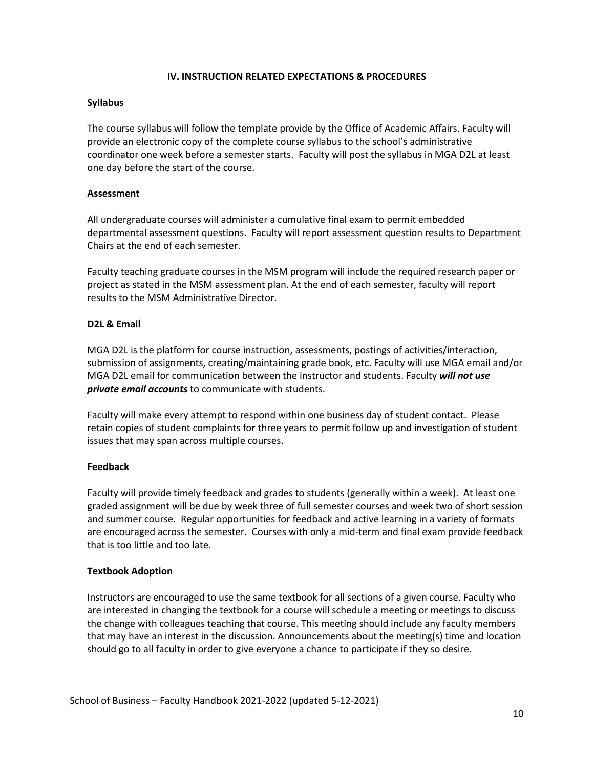## IV. INSTRUCTION RELATED EXPECTATIONS & PROCEDURES

### Syllabus

The course syllabus will follow the template provide by the Office of Academic Affairs. Faculty will provide an electronic copy of the complete course syllabus to the school's administrative coordinator one week before a semester starts. Faculty will post the syllabus in MGA D2L at least one day before the start of the course.

### Assessment

All undergraduate courses will administer a cumulative final exam to permit embedded departmental assessment questions. Faculty will report assessment question results to Department Chairs at the end of each semester.

Faculty teaching graduate courses in the MSM program will include the required research paper or project as stated in the MSM assessment plan. At the end of each semester, faculty will report results to the MSM Administrative Director.

### D2L & Email

MGA D2L is the platform for course instruction, assessments, postings of activities/interaction, submission of assignments, creating/maintaining grade book, etc. Faculty will use MGA email and/or MGA D2L email for communication between the instructor and students. Faculty ***will not use private email accounts*** to communicate with students.

Faculty will make every attempt to respond within one business day of student contact. Please retain copies of student complaints for three years to permit follow up and investigation of student issues that may span across multiple courses.

### Feedback

Faculty will provide timely feedback and grades to students (generally within a week). At least one graded assignment will be due by week three of full semester courses and week two of short session and summer course. Regular opportunities for feedback and active learning in a variety of formats are encouraged across the semester. Courses with only a mid-term and final exam provide feedback that is too little and too late.

### Textbook Adoption

Instructors are encouraged to use the same textbook for all sections of a given course. Faculty who are interested in changing the textbook for a course will schedule a meeting or meetings to discuss the change with colleagues teaching that course. This meeting should include any faculty members that may have an interest in the discussion. Announcements about the meeting(s) time and location should go to all faculty in order to give everyone a chance to participate if they so desire.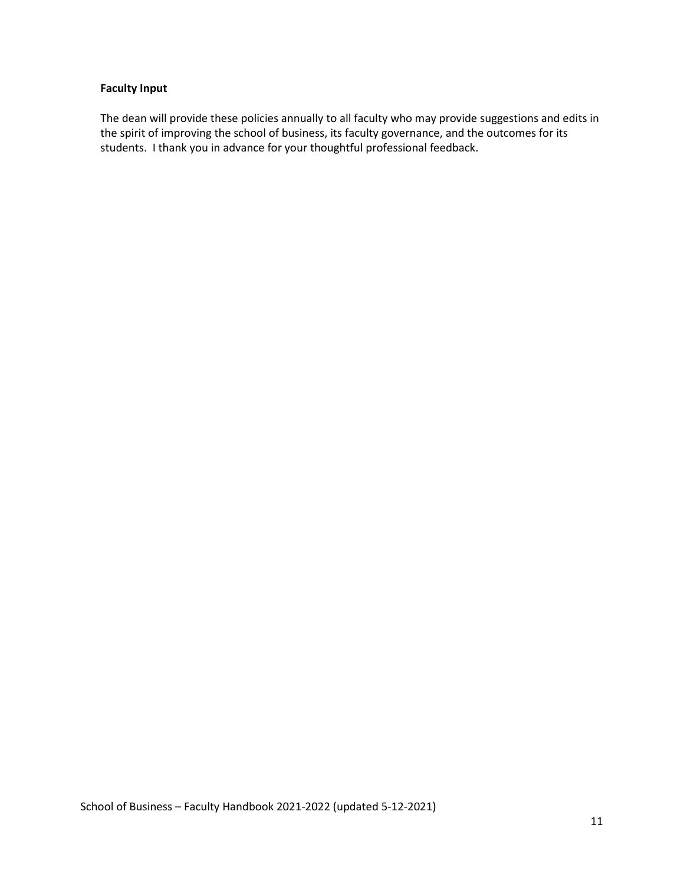**Faculty Input**

The dean will provide these policies annually to all faculty who may provide suggestions and edits in the spirit of improving the school of business, its faculty governance, and the outcomes for its students. I thank you in advance for your thoughtful professional feedback.